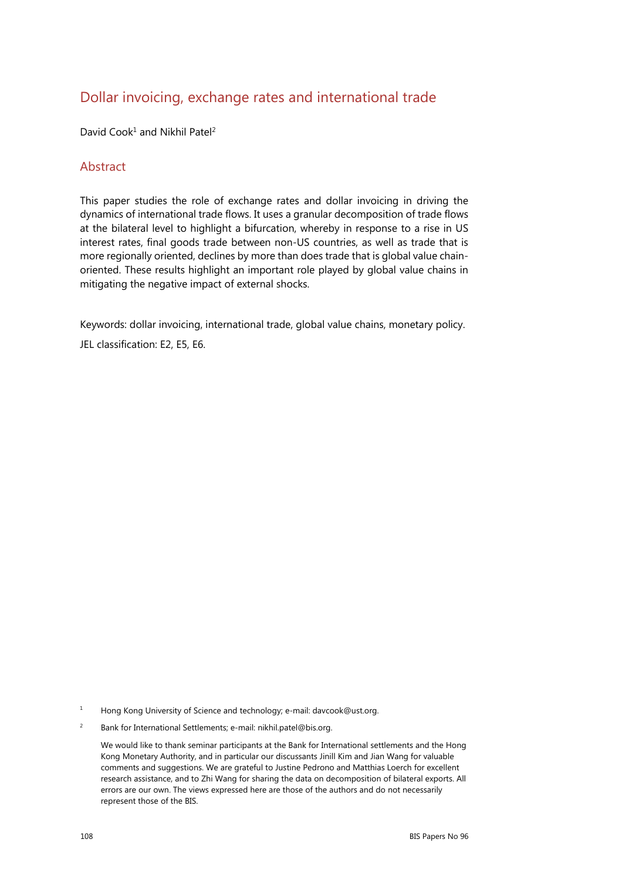# Dollar invoicing, exchange rates and international trade

David Cook[1] and Nikhil Patel[2]

## Abstract

This paper studies the role of exchange rates and dollar invoicing in driving the dynamics of international trade flows. It uses a granular decomposition of trade flows at the bilateral level to highlight a bifurcation, whereby in response to a rise in US interest rates, final goods trade between non-US countries, as well as trade that is more regionally oriented, declines by more than does trade that is global value chain-oriented. These results highlight an important role played by global value chains in mitigating the negative impact of external shocks.

Keywords: dollar invoicing, international trade, global value chains, monetary policy.

JEL classification: E2, E5, E6.

[1] Hong Kong University of Science and technology; e-mail: davcook@ust.org.

[2] Bank for International Settlements; e-mail: nikhil.patel@bis.org.

We would like to thank seminar participants at the Bank for International settlements and the Hong Kong Monetary Authority, and in particular our discussants Jinill Kim and Jian Wang for valuable comments and suggestions. We are grateful to Justine Pedrono and Matthias Loerch for excellent research assistance, and to Zhi Wang for sharing the data on decomposition of bilateral exports. All errors are our own. The views expressed here are those of the authors and do not necessarily represent those of the BIS.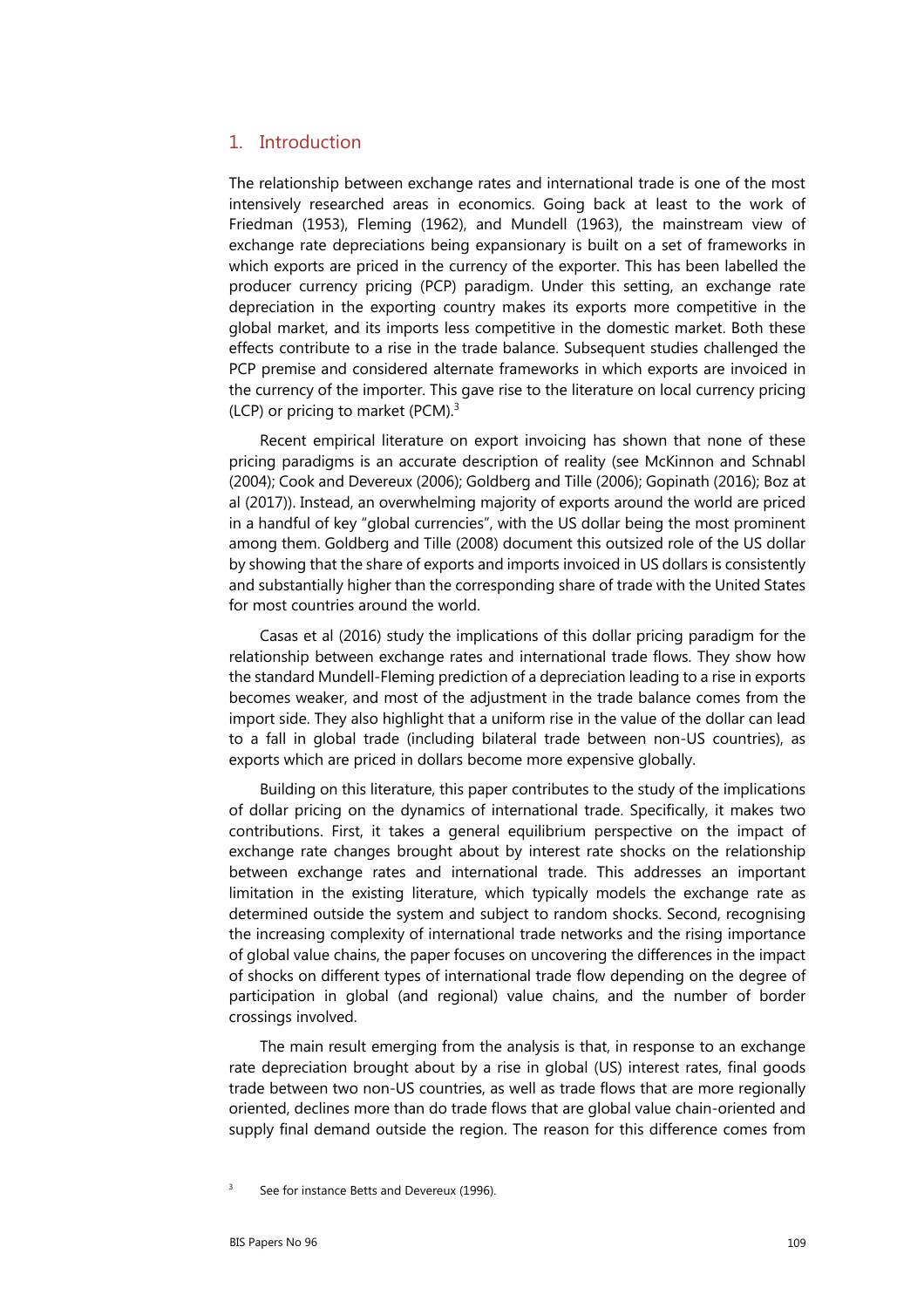## 1. Introduction

The relationship between exchange rates and international trade is one of the most intensively researched areas in economics. Going back at least to the work of Friedman (1953), Fleming (1962), and Mundell (1963), the mainstream view of exchange rate depreciations being expansionary is built on a set of frameworks in which exports are priced in the currency of the exporter. This has been labelled the producer currency pricing (PCP) paradigm. Under this setting, an exchange rate depreciation in the exporting country makes its exports more competitive in the global market, and its imports less competitive in the domestic market. Both these effects contribute to a rise in the trade balance. Subsequent studies challenged the PCP premise and considered alternate frameworks in which exports are invoiced in the currency of the importer. This gave rise to the literature on local currency pricing (LCP) or pricing to market (PCM).[3]

Recent empirical literature on export invoicing has shown that none of these pricing paradigms is an accurate description of reality (see McKinnon and Schnabl (2004); Cook and Devereux (2006); Goldberg and Tille (2006); Gopinath (2016); Boz at al (2017)). Instead, an overwhelming majority of exports around the world are priced in a handful of key "global currencies", with the US dollar being the most prominent among them. Goldberg and Tille (2008) document this outsized role of the US dollar by showing that the share of exports and imports invoiced in US dollars is consistently and substantially higher than the corresponding share of trade with the United States for most countries around the world.

Casas et al (2016) study the implications of this dollar pricing paradigm for the relationship between exchange rates and international trade flows. They show how the standard Mundell-Fleming prediction of a depreciation leading to a rise in exports becomes weaker, and most of the adjustment in the trade balance comes from the import side. They also highlight that a uniform rise in the value of the dollar can lead to a fall in global trade (including bilateral trade between non-US countries), as exports which are priced in dollars become more expensive globally.

Building on this literature, this paper contributes to the study of the implications of dollar pricing on the dynamics of international trade. Specifically, it makes two contributions. First, it takes a general equilibrium perspective on the impact of exchange rate changes brought about by interest rate shocks on the relationship between exchange rates and international trade. This addresses an important limitation in the existing literature, which typically models the exchange rate as determined outside the system and subject to random shocks. Second, recognising the increasing complexity of international trade networks and the rising importance of global value chains, the paper focuses on uncovering the differences in the impact of shocks on different types of international trade flow depending on the degree of participation in global (and regional) value chains, and the number of border crossings involved.

The main result emerging from the analysis is that, in response to an exchange rate depreciation brought about by a rise in global (US) interest rates, final goods trade between two non-US countries, as well as trade flows that are more regionally oriented, declines more than do trade flows that are global value chain-oriented and supply final demand outside the region. The reason for this difference comes from

[3] See for instance Betts and Devereux (1996).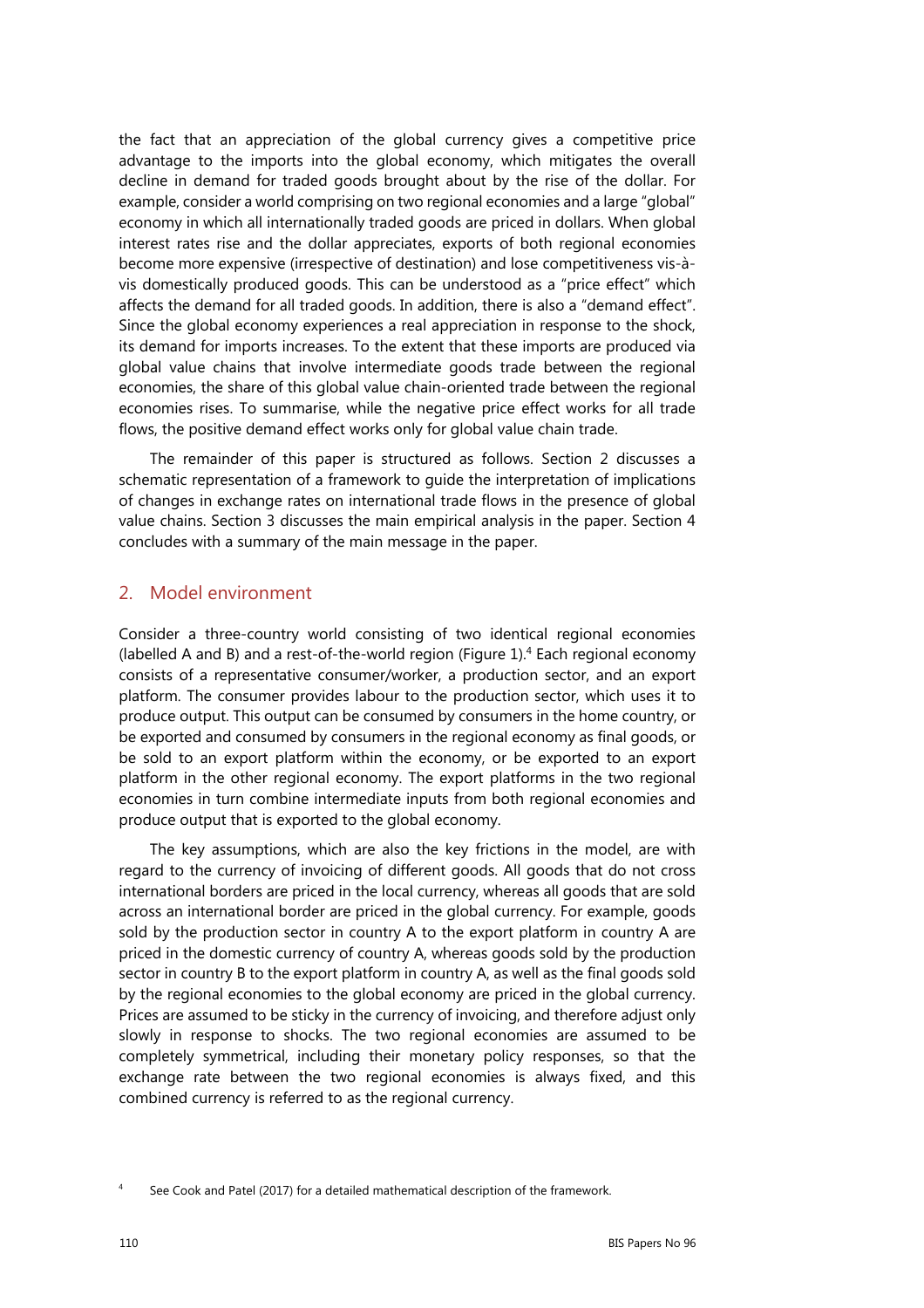the fact that an appreciation of the global currency gives a competitive price advantage to the imports into the global economy, which mitigates the overall decline in demand for traded goods brought about by the rise of the dollar. For example, consider a world comprising on two regional economies and a large "global" economy in which all internationally traded goods are priced in dollars. When global interest rates rise and the dollar appreciates, exports of both regional economies become more expensive (irrespective of destination) and lose competitiveness vis-à-vis domestically produced goods. This can be understood as a "price effect" which affects the demand for all traded goods. In addition, there is also a "demand effect". Since the global economy experiences a real appreciation in response to the shock, its demand for imports increases. To the extent that these imports are produced via global value chains that involve intermediate goods trade between the regional economies, the share of this global value chain-oriented trade between the regional economies rises. To summarise, while the negative price effect works for all trade flows, the positive demand effect works only for global value chain trade.

The remainder of this paper is structured as follows. Section 2 discusses a schematic representation of a framework to guide the interpretation of implications of changes in exchange rates on international trade flows in the presence of global value chains. Section 3 discusses the main empirical analysis in the paper. Section 4 concludes with a summary of the main message in the paper.

## 2. Model environment

Consider a three-country world consisting of two identical regional economies (labelled A and B) and a rest-of-the-world region (Figure 1).[4] Each regional economy consists of a representative consumer/worker, a production sector, and an export platform. The consumer provides labour to the production sector, which uses it to produce output. This output can be consumed by consumers in the home country, or be exported and consumed by consumers in the regional economy as final goods, or be sold to an export platform within the economy, or be exported to an export platform in the other regional economy. The export platforms in the two regional economies in turn combine intermediate inputs from both regional economies and produce output that is exported to the global economy.

The key assumptions, which are also the key frictions in the model, are with regard to the currency of invoicing of different goods. All goods that do not cross international borders are priced in the local currency, whereas all goods that are sold across an international border are priced in the global currency. For example, goods sold by the production sector in country A to the export platform in country A are priced in the domestic currency of country A, whereas goods sold by the production sector in country B to the export platform in country A, as well as the final goods sold by the regional economies to the global economy are priced in the global currency. Prices are assumed to be sticky in the currency of invoicing, and therefore adjust only slowly in response to shocks. The two regional economies are assumed to be completely symmetrical, including their monetary policy responses, so that the exchange rate between the two regional economies is always fixed, and this combined currency is referred to as the regional currency.

[4] See Cook and Patel (2017) for a detailed mathematical description of the framework.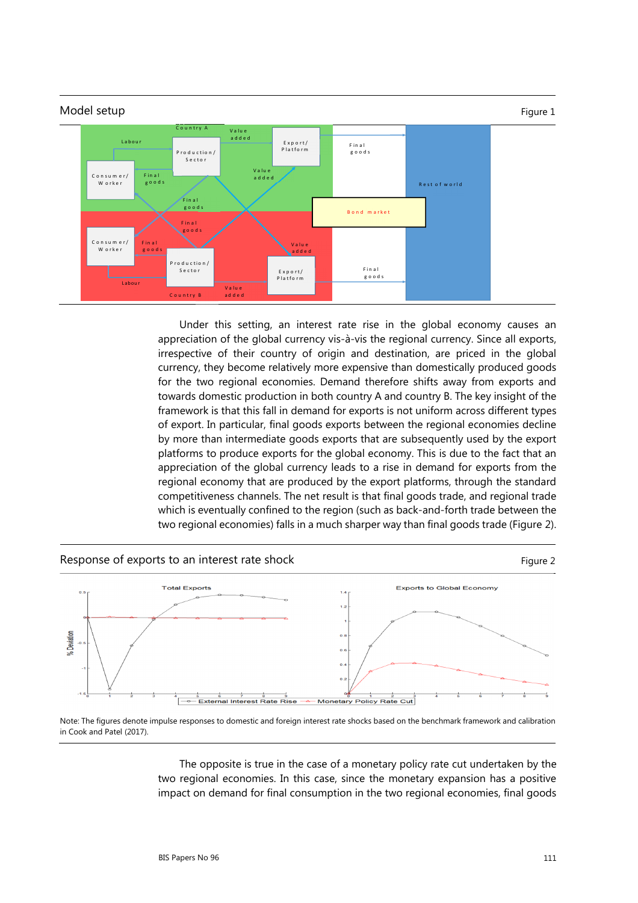Model setup

Figure 1

Under this setting, an interest rate rise in the global economy causes an appreciation of the global currency vis-à-vis the regional currency. Since all exports, irrespective of their country of origin and destination, are priced in the global currency, they become relatively more expensive than domestically produced goods for the two regional economies. Demand therefore shifts away from exports and towards domestic production in both country A and country B. The key insight of the framework is that this fall in demand for exports is not uniform across different types of export. In particular, final goods exports between the regional economies decline by more than intermediate goods exports that are subsequently used by the export platforms to produce exports for the global economy. This is due to the fact that an appreciation of the global currency leads to a rise in demand for exports from the regional economy that are produced by the export platforms, through the standard competitiveness channels. The net result is that final goods trade, and regional trade which is eventually confined to the region (such as back-and-forth trade between the two regional economies) falls in a much sharper way than final goods trade (Figure 2).

Response of exports to an interest rate shock

Figure 2

Note: The figures denote impulse responses to domestic and foreign interest rate shocks based on the benchmark framework and calibration in Cook and Patel (2017).

The opposite is true in the case of a monetary policy rate cut undertaken by the two regional economies. In this case, since the monetary expansion has a positive impact on demand for final consumption in the two regional economies, final goods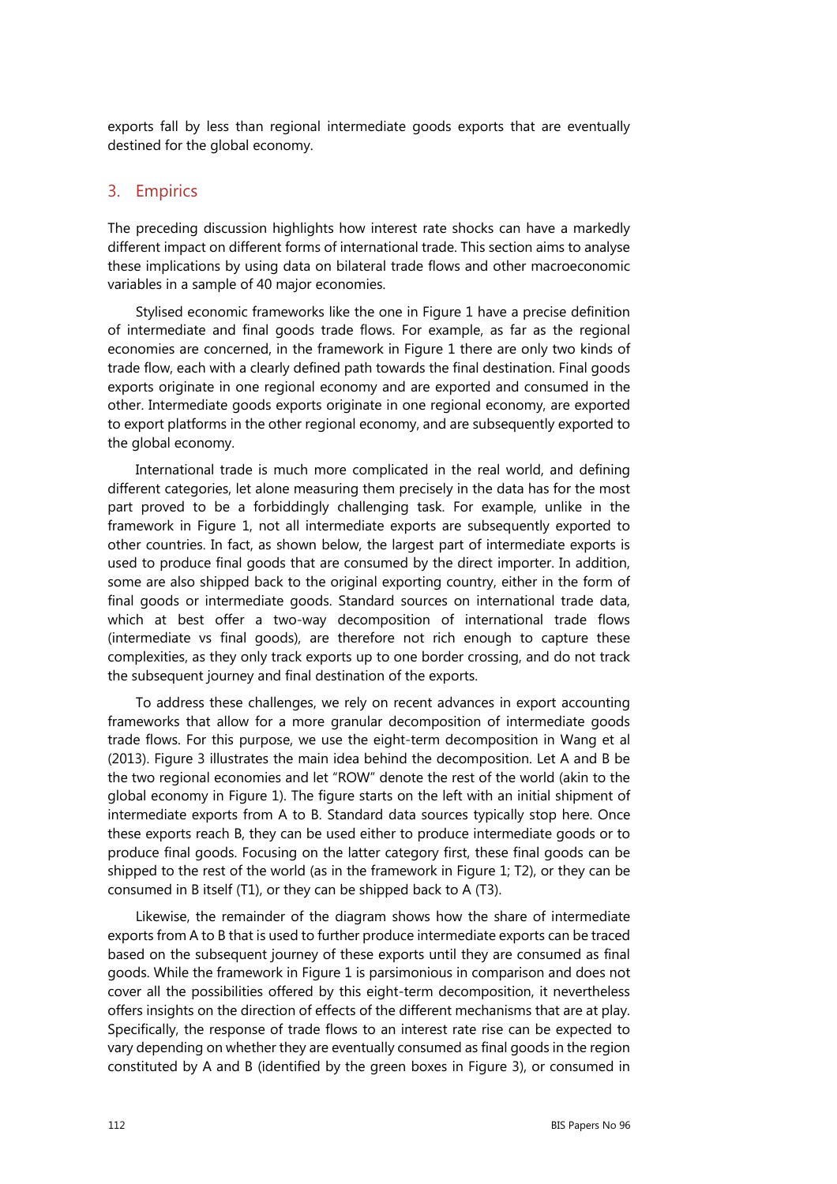exports fall by less than regional intermediate goods exports that are eventually destined for the global economy.

## 3. Empirics

The preceding discussion highlights how interest rate shocks can have a markedly different impact on different forms of international trade. This section aims to analyse these implications by using data on bilateral trade flows and other macroeconomic variables in a sample of 40 major economies.

Stylised economic frameworks like the one in Figure 1 have a precise definition of intermediate and final goods trade flows. For example, as far as the regional economies are concerned, in the framework in Figure 1 there are only two kinds of trade flow, each with a clearly defined path towards the final destination. Final goods exports originate in one regional economy and are exported and consumed in the other. Intermediate goods exports originate in one regional economy, are exported to export platforms in the other regional economy, and are subsequently exported to the global economy.

International trade is much more complicated in the real world, and defining different categories, let alone measuring them precisely in the data has for the most part proved to be a forbiddingly challenging task. For example, unlike in the framework in Figure 1, not all intermediate exports are subsequently exported to other countries. In fact, as shown below, the largest part of intermediate exports is used to produce final goods that are consumed by the direct importer. In addition, some are also shipped back to the original exporting country, either in the form of final goods or intermediate goods. Standard sources on international trade data, which at best offer a two-way decomposition of international trade flows (intermediate vs final goods), are therefore not rich enough to capture these complexities, as they only track exports up to one border crossing, and do not track the subsequent journey and final destination of the exports.

To address these challenges, we rely on recent advances in export accounting frameworks that allow for a more granular decomposition of intermediate goods trade flows. For this purpose, we use the eight-term decomposition in Wang et al (2013). Figure 3 illustrates the main idea behind the decomposition. Let A and B be the two regional economies and let "ROW" denote the rest of the world (akin to the global economy in Figure 1). The figure starts on the left with an initial shipment of intermediate exports from A to B. Standard data sources typically stop here. Once these exports reach B, they can be used either to produce intermediate goods or to produce final goods. Focusing on the latter category first, these final goods can be shipped to the rest of the world (as in the framework in Figure 1; T2), or they can be consumed in B itself (T1), or they can be shipped back to A (T3).

Likewise, the remainder of the diagram shows how the share of intermediate exports from A to B that is used to further produce intermediate exports can be traced based on the subsequent journey of these exports until they are consumed as final goods. While the framework in Figure 1 is parsimonious in comparison and does not cover all the possibilities offered by this eight-term decomposition, it nevertheless offers insights on the direction of effects of the different mechanisms that are at play. Specifically, the response of trade flows to an interest rate rise can be expected to vary depending on whether they are eventually consumed as final goods in the region constituted by A and B (identified by the green boxes in Figure 3), or consumed in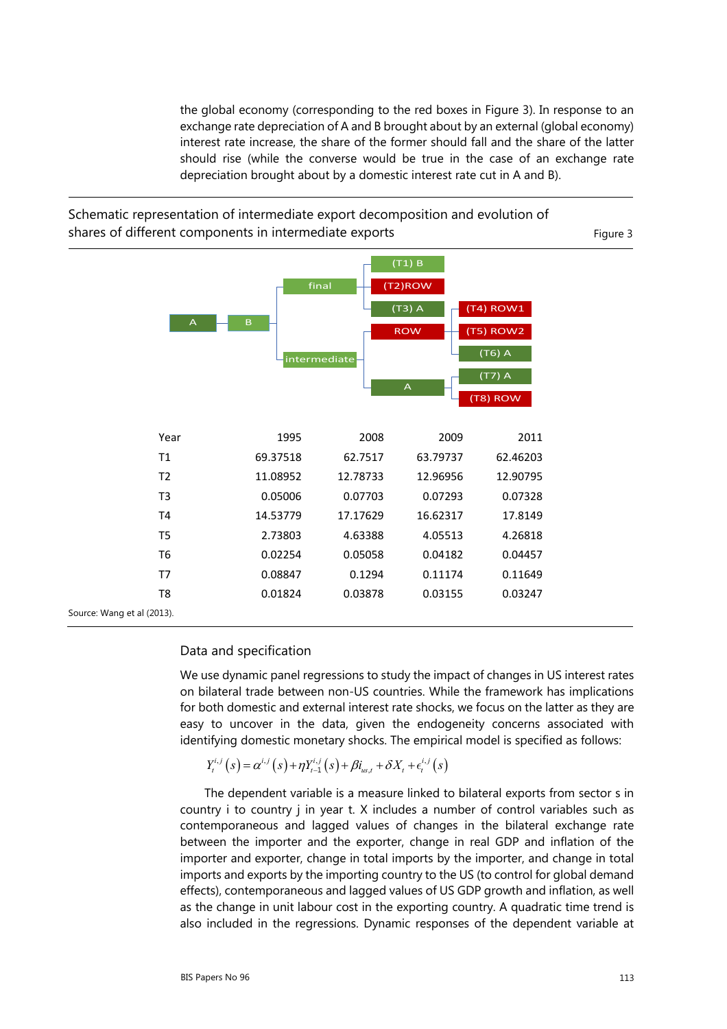the global economy (corresponding to the red boxes in Figure 3). In response to an exchange rate depreciation of A and B brought about by an external (global economy) interest rate increase, the share of the former should fall and the share of the latter should rise (while the converse would be true in the case of an exchange rate depreciation brought about by a domestic interest rate cut in A and B).

Schematic representation of intermediate export decomposition and evolution of shares of different components in intermediate exports

Figure 3

| Year | 1995 | 2008 | 2009 | 2011 |
|---|---|---|---|---|
| T1 | 69.37518 | 62.7517 | 63.79737 | 62.46203 |
| T2 | 11.08952 | 12.78733 | 12.96956 | 12.90795 |
| T3 | 0.05006 | 0.07703 | 0.07293 | 0.07328 |
| T4 | 14.53779 | 17.17629 | 16.62317 | 17.8149 |
| T5 | 2.73803 | 4.63388 | 4.05513 | 4.26818 |
| T6 | 0.02254 | 0.05058 | 0.04182 | 0.04457 |
| T7 | 0.08847 | 0.1294 | 0.11174 | 0.11649 |
| T8 | 0.01824 | 0.03878 | 0.03155 | 0.03247 |

Source: Wang et al (2013).

## Data and specification

We use dynamic panel regressions to study the impact of changes in US interest rates on bilateral trade between non-US countries. While the framework has implications for both domestic and external interest rate shocks, we focus on the latter as they are easy to uncover in the data, given the endogeneity concerns associated with identifying domestic monetary shocks. The empirical model is specified as follows:

$$Y_t^{i,j}(s) = \alpha^{i,j}(s) + \eta Y_{t-1}^{i,j}(s) + \beta i_{us,t} + \delta X_t + \epsilon_t^{i,j}(s)$$

The dependent variable is a measure linked to bilateral exports from sector s in country i to country j in year t. X includes a number of control variables such as contemporaneous and lagged values of changes in the bilateral exchange rate between the importer and the exporter, change in real GDP and inflation of the importer and exporter, change in total imports by the importer, and change in total imports and exports by the importing country to the US (to control for global demand effects), contemporaneous and lagged values of US GDP growth and inflation, as well as the change in unit labour cost in the exporting country. A quadratic time trend is also included in the regressions. Dynamic responses of the dependent variable at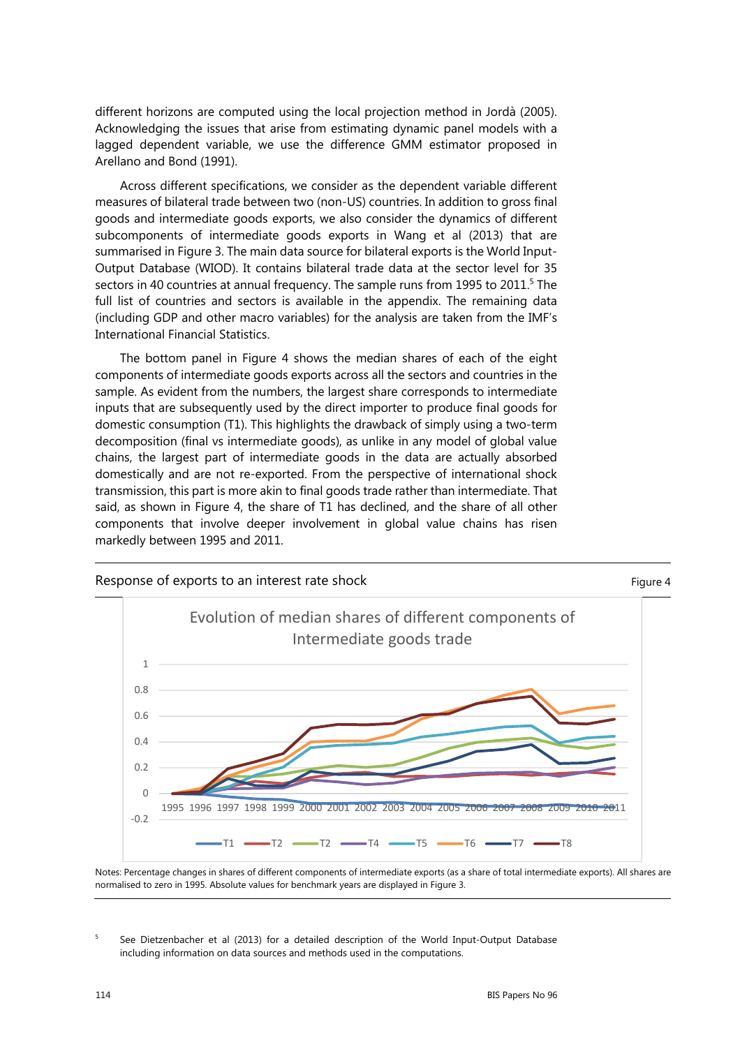different horizons are computed using the local projection method in Jordà (2005). Acknowledging the issues that arise from estimating dynamic panel models with a lagged dependent variable, we use the difference GMM estimator proposed in Arellano and Bond (1991).

Across different specifications, we consider as the dependent variable different measures of bilateral trade between two (non-US) countries. In addition to gross final goods and intermediate goods exports, we also consider the dynamics of different subcomponents of intermediate goods exports in Wang et al (2013) that are summarised in Figure 3. The main data source for bilateral exports is the World Input-Output Database (WIOD). It contains bilateral trade data at the sector level for 35 sectors in 40 countries at annual frequency. The sample runs from 1995 to 2011.[5] The full list of countries and sectors is available in the appendix. The remaining data (including GDP and other macro variables) for the analysis are taken from the IMF's International Financial Statistics.

The bottom panel in Figure 4 shows the median shares of each of the eight components of intermediate goods exports across all the sectors and countries in the sample. As evident from the numbers, the largest share corresponds to intermediate inputs that are subsequently used by the direct importer to produce final goods for domestic consumption (T1). This highlights the drawback of simply using a two-term decomposition (final vs intermediate goods), as unlike in any model of global value chains, the largest part of intermediate goods in the data are actually absorbed domestically and are not re-exported. From the perspective of international shock transmission, this part is more akin to final goods trade rather than intermediate. That said, as shown in Figure 4, the share of T1 has declined, and the share of all other components that involve deeper involvement in global value chains has risen markedly between 1995 and 2011.

Response of exports to an interest rate shock — Figure 4

Evolution of median shares of different components of Intermediate goods trade

Notes: Percentage changes in shares of different components of intermediate exports (as a share of total intermediate exports). All shares are normalised to zero in 1995. Absolute values for benchmark years are displayed in Figure 3.

[5] See Dietzenbacher et al (2013) for a detailed description of the World Input-Output Database including information on data sources and methods used in the computations.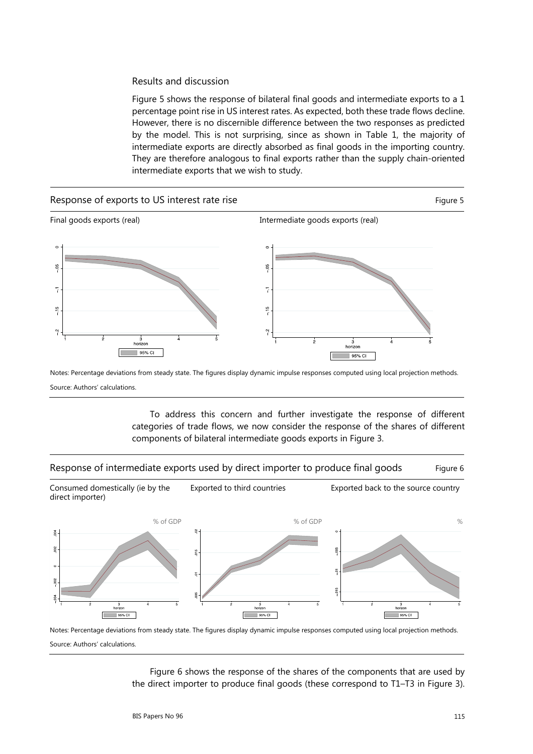## Results and discussion

Figure 5 shows the response of bilateral final goods and intermediate exports to a 1 percentage point rise in US interest rates. As expected, both these trade flows decline. However, there is no discernible difference between the two responses as predicted by the model. This is not surprising, since as shown in Table 1, the majority of intermediate exports are directly absorbed as final goods in the importing country. They are therefore analogous to final exports rather than the supply chain-oriented intermediate exports that we wish to study.

**Response of exports to US interest rate rise** — Figure 5

Final goods exports (real) | Intermediate goods exports (real)

Notes: Percentage deviations from steady state. The figures display dynamic impulse responses computed using local projection methods.

Source: Authors' calculations.

To address this concern and further investigate the response of different categories of trade flows, we now consider the response of the shares of different components of bilateral intermediate goods exports in Figure 3.

**Response of intermediate exports used by direct importer to produce final goods** — Figure 6

Consumed domestically (ie by the direct importer) | Exported to third countries | Exported back to the source country

Notes: Percentage deviations from steady state. The figures display dynamic impulse responses computed using local projection methods.

Source: Authors' calculations.

Figure 6 shows the response of the shares of the components that are used by the direct importer to produce final goods (these correspond to T1–T3 in Figure 3).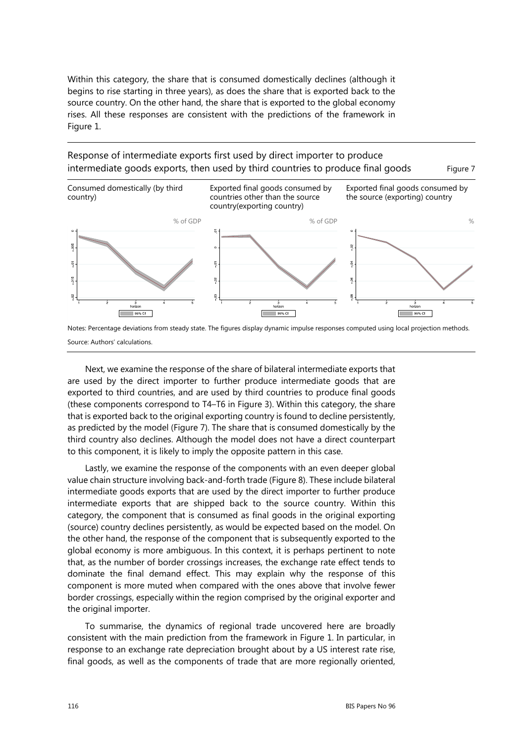Within this category, the share that is consumed domestically declines (although it begins to rise starting in three years), as does the share that is exported back to the source country. On the other hand, the share that is exported to the global economy rises. All these responses are consistent with the predictions of the framework in Figure 1.

Response of intermediate exports first used by direct importer to produce intermediate goods exports, then used by third countries to produce final goods — Figure 7

Consumed domestically (by third country) — % of GDP

Exported final goods consumed by countries other than the source country(exporting country) — % of GDP

Exported final goods consumed by the source (exporting) country — %

Notes: Percentage deviations from steady state. The figures display dynamic impulse responses computed using local projection methods.

Source: Authors' calculations.

Next, we examine the response of the share of bilateral intermediate exports that are used by the direct importer to further produce intermediate goods that are exported to third countries, and are used by third countries to produce final goods (these components correspond to T4–T6 in Figure 3). Within this category, the share that is exported back to the original exporting country is found to decline persistently, as predicted by the model (Figure 7). The share that is consumed domestically by the third country also declines. Although the model does not have a direct counterpart to this component, it is likely to imply the opposite pattern in this case.

Lastly, we examine the response of the components with an even deeper global value chain structure involving back-and-forth trade (Figure 8). These include bilateral intermediate goods exports that are used by the direct importer to further produce intermediate exports that are shipped back to the source country. Within this category, the component that is consumed as final goods in the original exporting (source) country declines persistently, as would be expected based on the model. On the other hand, the response of the component that is subsequently exported to the global economy is more ambiguous. In this context, it is perhaps pertinent to note that, as the number of border crossings increases, the exchange rate effect tends to dominate the final demand effect. This may explain why the response of this component is more muted when compared with the ones above that involve fewer border crossings, especially within the region comprised by the original exporter and the original importer.

To summarise, the dynamics of regional trade uncovered here are broadly consistent with the main prediction from the framework in Figure 1. In particular, in response to an exchange rate depreciation brought about by a US interest rate rise, final goods, as well as the components of trade that are more regionally oriented,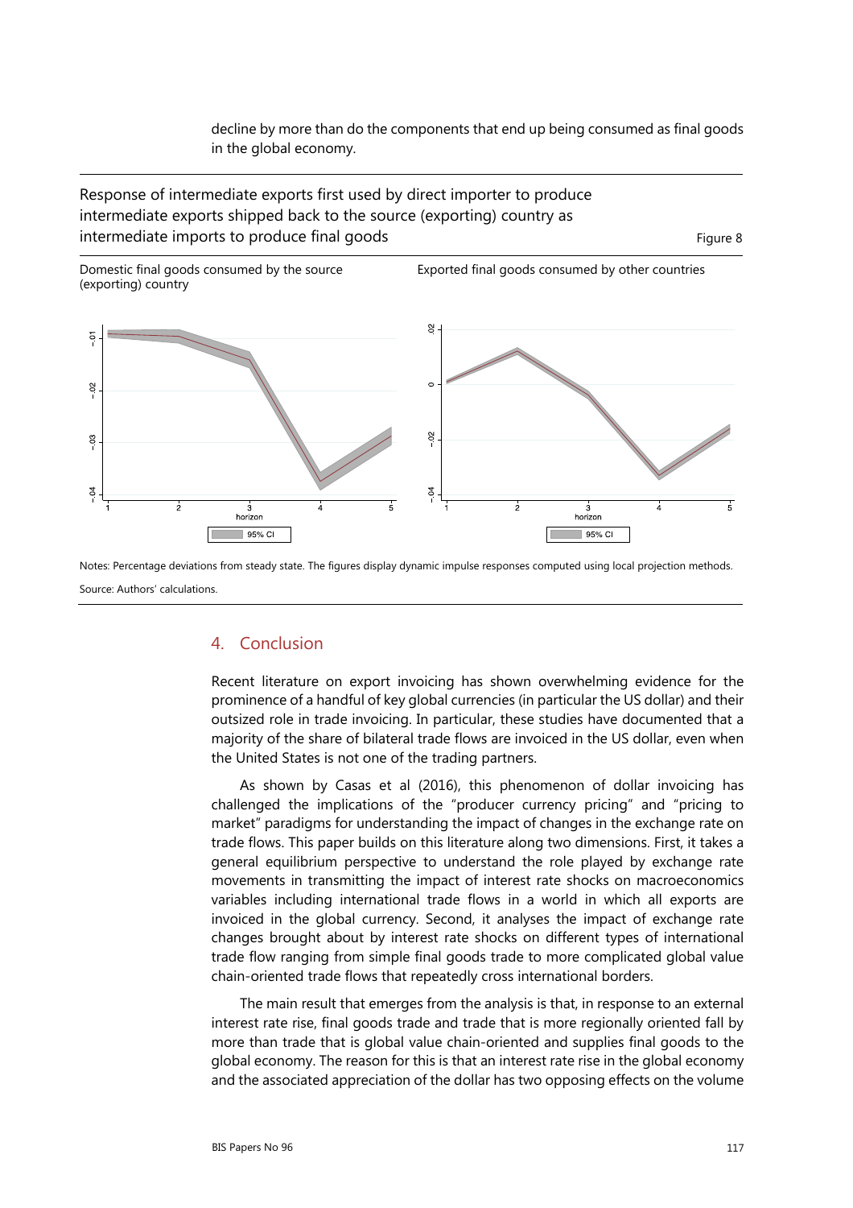decline by more than do the components that end up being consumed as final goods in the global economy.

Response of intermediate exports first used by direct importer to produce intermediate exports shipped back to the source (exporting) country as intermediate imports to produce final goods

Figure 8

Domestic final goods consumed by the source (exporting) country

Exported final goods consumed by other countries

Notes: Percentage deviations from steady state. The figures display dynamic impulse responses computed using local projection methods.

Source: Authors' calculations.

## 4. Conclusion

Recent literature on export invoicing has shown overwhelming evidence for the prominence of a handful of key global currencies (in particular the US dollar) and their outsized role in trade invoicing. In particular, these studies have documented that a majority of the share of bilateral trade flows are invoiced in the US dollar, even when the United States is not one of the trading partners.

As shown by Casas et al (2016), this phenomenon of dollar invoicing has challenged the implications of the "producer currency pricing" and "pricing to market" paradigms for understanding the impact of changes in the exchange rate on trade flows. This paper builds on this literature along two dimensions. First, it takes a general equilibrium perspective to understand the role played by exchange rate movements in transmitting the impact of interest rate shocks on macroeconomics variables including international trade flows in a world in which all exports are invoiced in the global currency. Second, it analyses the impact of exchange rate changes brought about by interest rate shocks on different types of international trade flow ranging from simple final goods trade to more complicated global value chain-oriented trade flows that repeatedly cross international borders.

The main result that emerges from the analysis is that, in response to an external interest rate rise, final goods trade and trade that is more regionally oriented fall by more than trade that is global value chain-oriented and supplies final goods to the global economy. The reason for this is that an interest rate rise in the global economy and the associated appreciation of the dollar has two opposing effects on the volume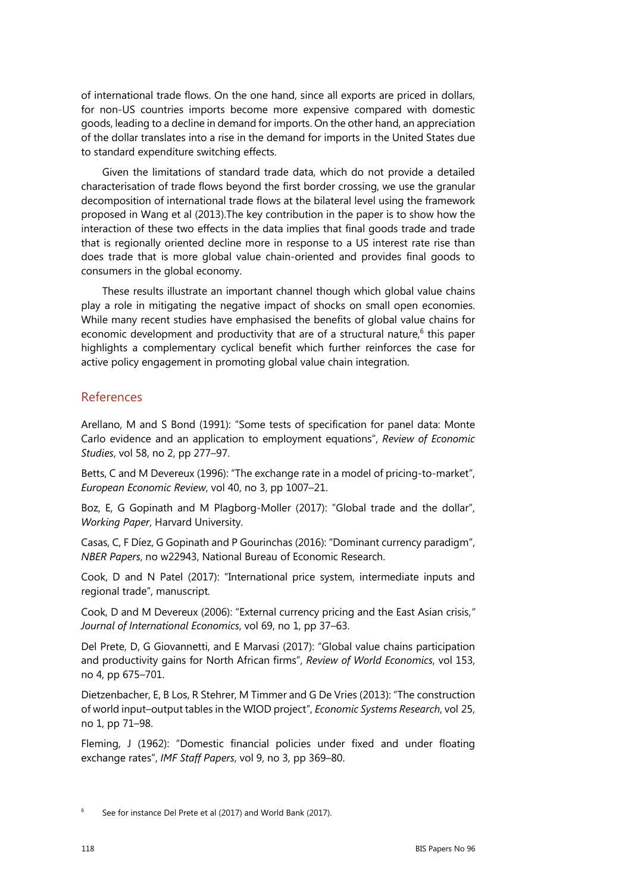of international trade flows. On the one hand, since all exports are priced in dollars, for non-US countries imports become more expensive compared with domestic goods, leading to a decline in demand for imports. On the other hand, an appreciation of the dollar translates into a rise in the demand for imports in the United States due to standard expenditure switching effects.

Given the limitations of standard trade data, which do not provide a detailed characterisation of trade flows beyond the first border crossing, we use the granular decomposition of international trade flows at the bilateral level using the framework proposed in Wang et al (2013).The key contribution in the paper is to show how the interaction of these two effects in the data implies that final goods trade and trade that is regionally oriented decline more in response to a US interest rate rise than does trade that is more global value chain-oriented and provides final goods to consumers in the global economy.

These results illustrate an important channel though which global value chains play a role in mitigating the negative impact of shocks on small open economies. While many recent studies have emphasised the benefits of global value chains for economic development and productivity that are of a structural nature,[6] this paper highlights a complementary cyclical benefit which further reinforces the case for active policy engagement in promoting global value chain integration.

## References

Arellano, M and S Bond (1991): "Some tests of specification for panel data: Monte Carlo evidence and an application to employment equations", *Review of Economic Studies*, vol 58, no 2, pp 277–97.

Betts, C and M Devereux (1996): "The exchange rate in a model of pricing-to-market", *European Economic Review*, vol 40, no 3, pp 1007–21.

Boz, E, G Gopinath and M Plagborg-Moller (2017): "Global trade and the dollar", *Working Paper*, Harvard University.

Casas, C, F Díez, G Gopinath and P Gourinchas (2016): "Dominant currency paradigm", *NBER Papers*, no w22943, National Bureau of Economic Research.

Cook, D and N Patel (2017): "International price system, intermediate inputs and regional trade", manuscript.

Cook, D and M Devereux (2006): "External currency pricing and the East Asian crisis," *Journal of International Economics*, vol 69, no 1, pp 37–63.

Del Prete, D, G Giovannetti, and E Marvasi (2017): "Global value chains participation and productivity gains for North African firms", *Review of World Economics*, vol 153, no 4, pp 675–701.

Dietzenbacher, E, B Los, R Stehrer, M Timmer and G De Vries (2013): "The construction of world input–output tables in the WIOD project", *Economic Systems Research*, vol 25, no 1, pp 71–98.

Fleming, J (1962): "Domestic financial policies under fixed and under floating exchange rates", *IMF Staff Papers*, vol 9, no 3, pp 369–80.

[6] See for instance Del Prete et al (2017) and World Bank (2017).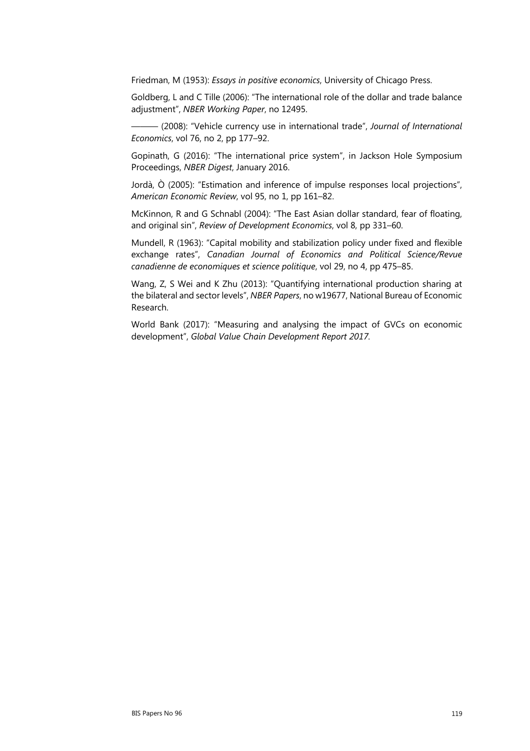Friedman, M (1953): *Essays in positive economics*, University of Chicago Press.

Goldberg, L and C Tille (2006): "The international role of the dollar and trade balance adjustment", *NBER Working Paper*, no 12495.

——— (2008): "Vehicle currency use in international trade", *Journal of International Economics*, vol 76, no 2, pp 177–92.

Gopinath, G (2016): "The international price system", in Jackson Hole Symposium Proceedings, *NBER Digest*, January 2016.

Jordà, Ò (2005): "Estimation and inference of impulse responses local projections", *American Economic Review*, vol 95, no 1, pp 161–82.

McKinnon, R and G Schnabl (2004): "The East Asian dollar standard, fear of floating, and original sin", *Review of Development Economics*, vol 8, pp 331–60.

Mundell, R (1963): "Capital mobility and stabilization policy under fixed and flexible exchange rates", *Canadian Journal of Economics and Political Science/Revue canadienne de economiques et science politique*, vol 29, no 4, pp 475–85.

Wang, Z, S Wei and K Zhu (2013): "Quantifying international production sharing at the bilateral and sector levels", *NBER Papers*, no w19677, National Bureau of Economic Research.

World Bank (2017): "Measuring and analysing the impact of GVCs on economic development", *Global Value Chain Development Report 2017*.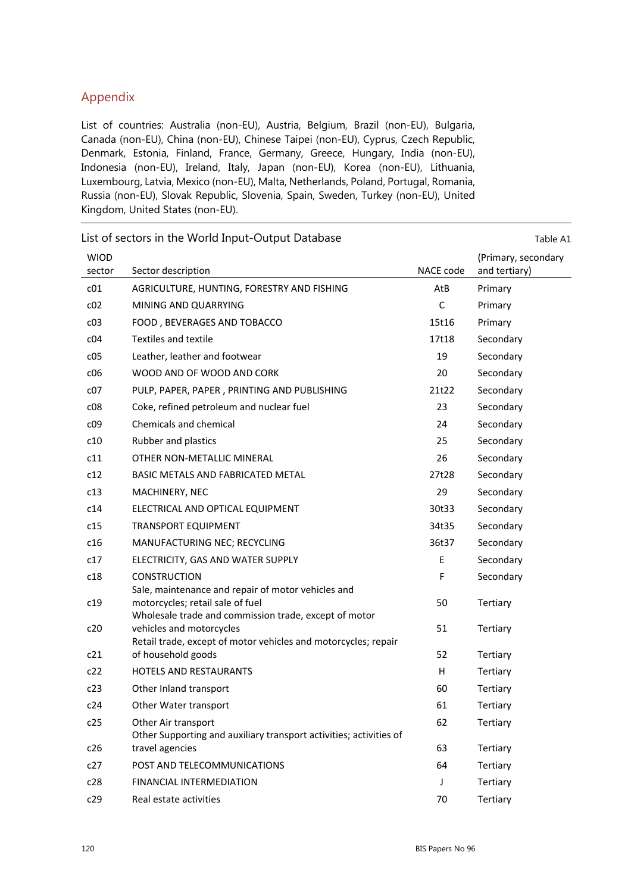## Appendix

List of countries: Australia (non-EU), Austria, Belgium, Brazil (non-EU), Bulgaria, Canada (non-EU), China (non-EU), Chinese Taipei (non-EU), Cyprus, Czech Republic, Denmark, Estonia, Finland, France, Germany, Greece, Hungary, India (non-EU), Indonesia (non-EU), Ireland, Italy, Japan (non-EU), Korea (non-EU), Lithuania, Luxembourg, Latvia, Mexico (non-EU), Malta, Netherlands, Poland, Portugal, Romania, Russia (non-EU), Slovak Republic, Slovenia, Spain, Sweden, Turkey (non-EU), United Kingdom, United States (non-EU).

List of sectors in the World Input-Output Database — Table A1

| WIOD sector | Sector description | NACE code | (Primary, secondary and tertiary) |
|---|---|---|---|
| c01 | AGRICULTURE, HUNTING, FORESTRY AND FISHING | AtB | Primary |
| c02 | MINING AND QUARRYING | C | Primary |
| c03 | FOOD , BEVERAGES AND TOBACCO | 15t16 | Primary |
| c04 | Textiles and textile | 17t18 | Secondary |
| c05 | Leather, leather and footwear | 19 | Secondary |
| c06 | WOOD AND OF WOOD AND CORK | 20 | Secondary |
| c07 | PULP, PAPER, PAPER , PRINTING AND PUBLISHING | 21t22 | Secondary |
| c08 | Coke, refined petroleum and nuclear fuel | 23 | Secondary |
| c09 | Chemicals and chemical | 24 | Secondary |
| c10 | Rubber and plastics | 25 | Secondary |
| c11 | OTHER NON-METALLIC MINERAL | 26 | Secondary |
| c12 | BASIC METALS AND FABRICATED METAL | 27t28 | Secondary |
| c13 | MACHINERY, NEC | 29 | Secondary |
| c14 | ELECTRICAL AND OPTICAL EQUIPMENT | 30t33 | Secondary |
| c15 | TRANSPORT EQUIPMENT | 34t35 | Secondary |
| c16 | MANUFACTURING NEC; RECYCLING | 36t37 | Secondary |
| c17 | ELECTRICITY, GAS AND WATER SUPPLY | E | Secondary |
| c18 | CONSTRUCTION | F | Secondary |
| c19 | Sale, maintenance and repair of motor vehicles and motorcycles; retail sale of fuel | 50 | Tertiary |
| c20 | Wholesale trade and commission trade, except of motor vehicles and motorcycles | 51 | Tertiary |
| c21 | Retail trade, except of motor vehicles and motorcycles; repair of household goods | 52 | Tertiary |
| c22 | HOTELS AND RESTAURANTS | H | Tertiary |
| c23 | Other Inland transport | 60 | Tertiary |
| c24 | Other Water transport | 61 | Tertiary |
| c25 | Other Air transport | 62 | Tertiary |
| c26 | Other Supporting and auxiliary transport activities; activities of travel agencies | 63 | Tertiary |
| c27 | POST AND TELECOMMUNICATIONS | 64 | Tertiary |
| c28 | FINANCIAL INTERMEDIATION | J | Tertiary |
| c29 | Real estate activities | 70 | Tertiary |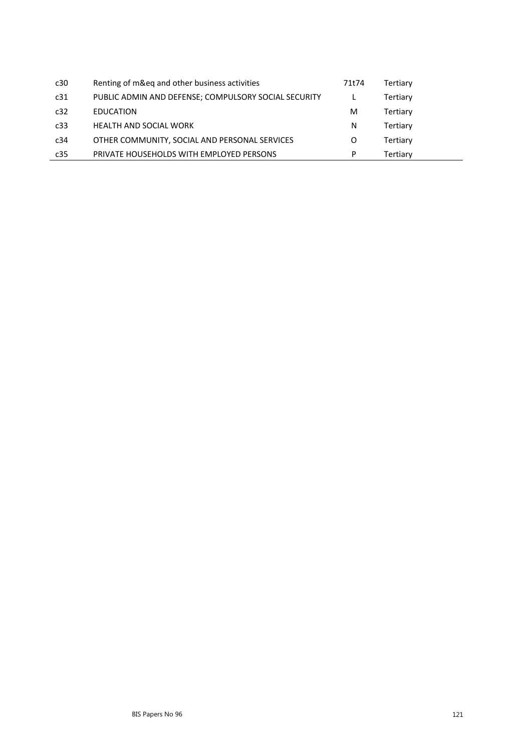| | | | |
|---|---|---|---|
| c30 | Renting of m&eq and other business activities | 71t74 | Tertiary |
| c31 | PUBLIC ADMIN AND DEFENSE; COMPULSORY SOCIAL SECURITY | L | Tertiary |
| c32 | EDUCATION | M | Tertiary |
| c33 | HEALTH AND SOCIAL WORK | N | Tertiary |
| c34 | OTHER COMMUNITY, SOCIAL AND PERSONAL SERVICES | O | Tertiary |
| c35 | PRIVATE HOUSEHOLDS WITH EMPLOYED PERSONS | P | Tertiary |